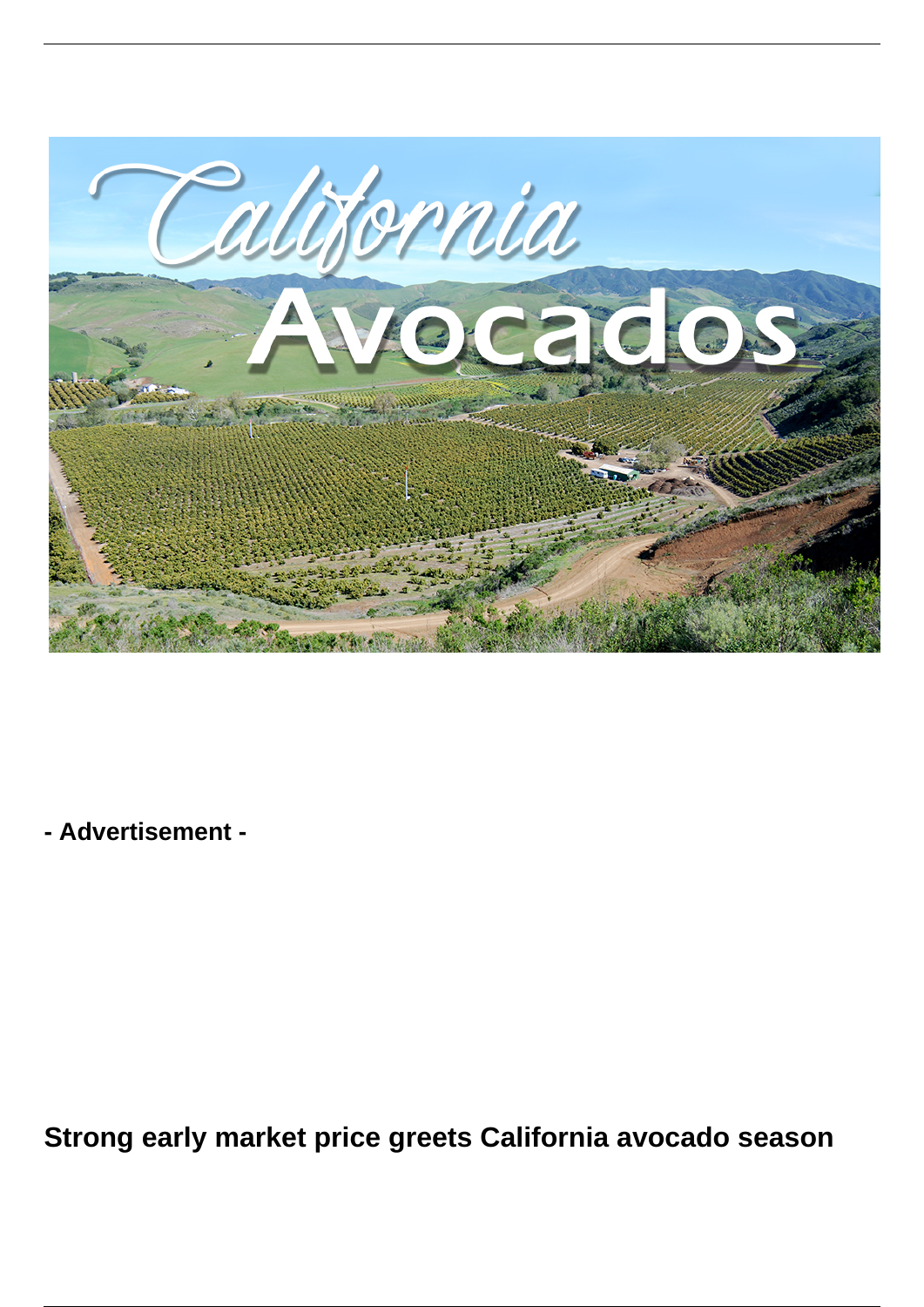**- Advertisement -**

# Strong early market price greets California avocado season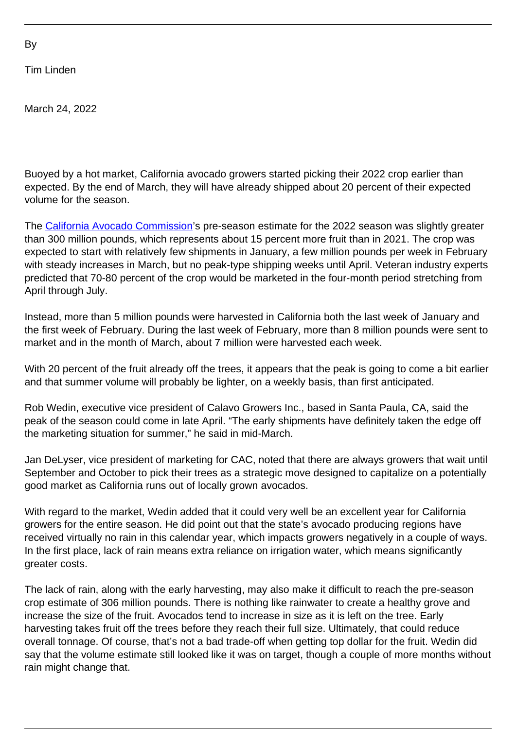By

Tim Linden

March 24, 2022

Buoyed by a hot market, California avocado growers started picking their 2022 crop earlier than expected. By the end of March, they will have already shipped about 20 percent of their expected volume for the season.

The [California Avocado Commission](https://www.californiaavocadogrowers.com/)'s pre-season estimate for the 2022 season was slightly greater than 300 million pounds, which represents about 15 percent more fruit than in 2021. The crop was expected to start with relatively few shipments in January, a few million pounds per week in February with steady increases in March, but no peak-type shipping weeks until April. Veteran industry experts predicted that 70-80 percent of the crop would be marketed in the four-month period stretching from April through July.

Instead, more than 5 million pounds were harvested in California both the last week of January and the first week of February. During the last week of February, more than 8 million pounds were sent to market and in the month of March, about 7 million were harvested each week.

With 20 percent of the fruit already off the trees, it appears that the peak is going to come a bit earlier and that summer volume will probably be lighter, on a weekly basis, than first anticipated.

Rob Wedin, executive vice president of Calavo Growers Inc., based in Santa Paula, CA, said the peak of the season could come in late April. "The early shipments have definitely taken the edge off the marketing situation for summer," he said in mid-March.

Jan DeLyser, vice president of marketing for CAC, noted that there are always growers that wait until September and October to pick their trees as a strategic move designed to capitalize on a potentially good market as California runs out of locally grown avocados.

With regard to the market, Wedin added that it could very well be an excellent year for California growers for the entire season. He did point out that the state's avocado producing regions have received virtually no rain in this calendar year, which impacts growers negatively in a couple of ways. In the first place, lack of rain means extra reliance on irrigation water, which means significantly greater costs.

The lack of rain, along with the early harvesting, may also make it difficult to reach the pre-season crop estimate of 306 million pounds. There is nothing like rainwater to create a healthy grove and increase the size of the fruit. Avocados tend to increase in size as it is left on the tree. Early harvesting takes fruit off the trees before they reach their full size. Ultimately, that could reduce overall tonnage. Of course, that's not a bad trade-off when getting top dollar for the fruit. Wedin did say that the volume estimate still looked like it was on target, though a couple of more months without rain might change that.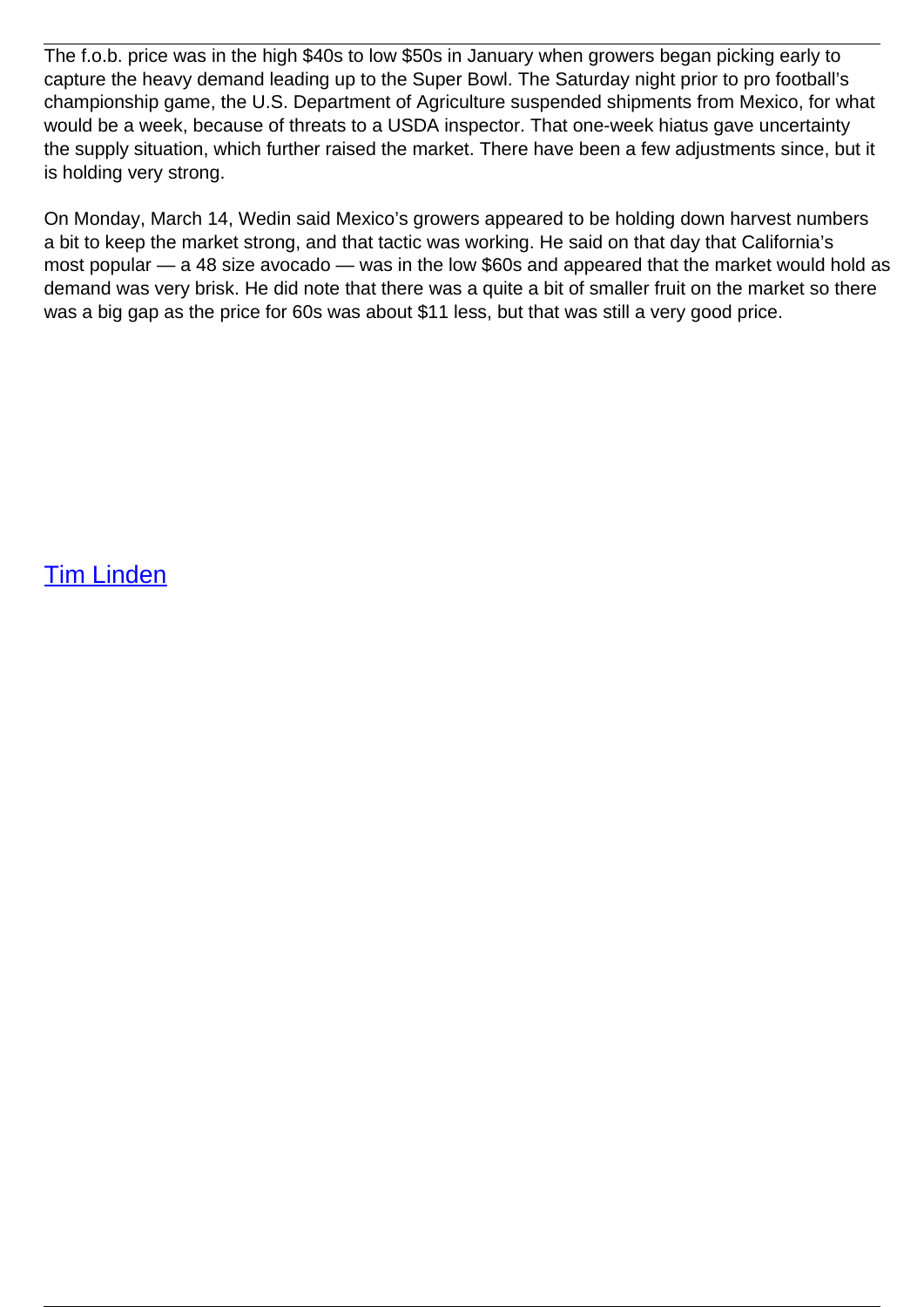The f.o.b. price was in the high $40s to low $50s in January when growers began picking early to capture the heavy demand leading up to the Super Bowl. The Saturday night prior to pro football's championship game, the U.S. Department of Agriculture suspended shipments from Mexico, for what would be a week, because of threats to a USDA inspector. That one-week hiatus gave uncertainty the supply situation, which further raised the market. There have been a few adjustments since, but it is holding very strong.

On Monday, March 14, Wedin said Mexico's growers appeared to be holding down harvest numbers a bit to keep the market strong, and that tactic was working. He said on that day that California's most popular — a 48 size avocado — was in the low $60s and appeared that the market would hold as demand was very brisk. He did note that there was a quite a bit of smaller fruit on the market so there was a big gap as the price for 60s was about $11 less, but that was still a very good price.

Tim Linden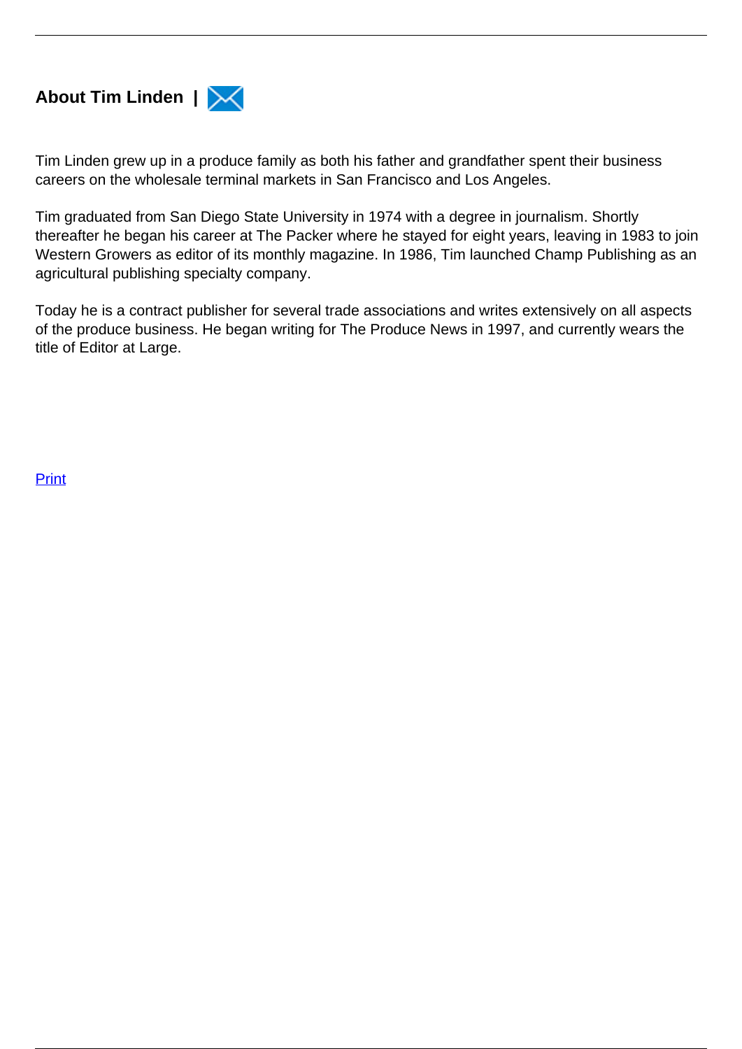## About Tim Linden |

Tim Linden grew up in a produce family as both his father and grandfather spent their business careers on the wholesale terminal markets in San Francisco and Los Angeles.

Tim graduated from San Diego State University in 1974 with a degree in journalism. Shortly thereafter he began his career at The Packer where he stayed for eight years, leaving in 1983 to join Western Growers as editor of its monthly magazine. In 1986, Tim launched Champ Publishing as an agricultural publishing specialty company.

Today he is a contract publisher for several trade associations and writes extensively on all aspects of the produce business. He began writing for The Produce News in 1997, and currently wears the title of Editor at Large.

Print